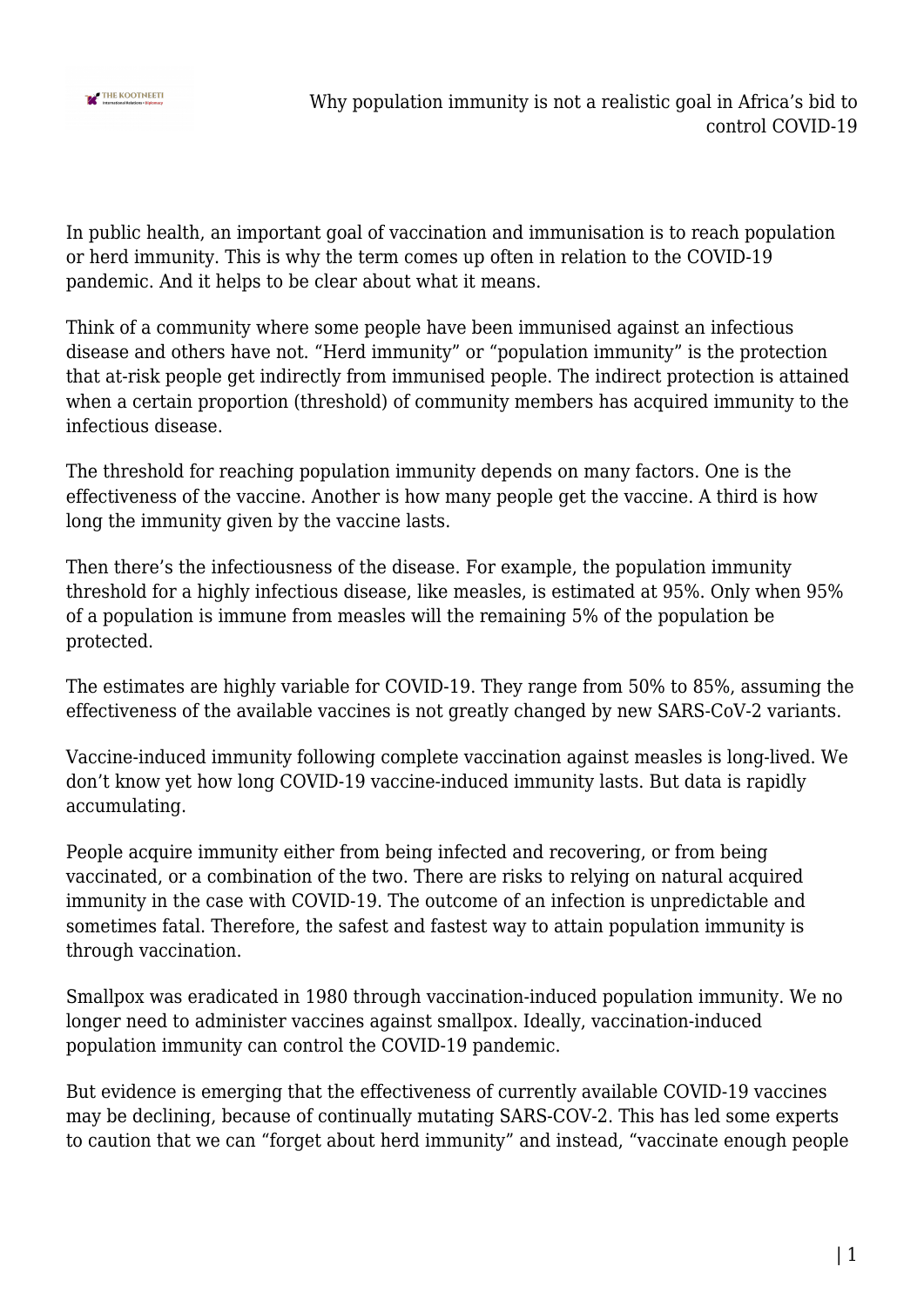# Why population immunity is not a realistic goal in Africa's bid to control COVID-19

In public health, an important goal of vaccination and immunisation is to reach population or herd immunity. This is why the term comes up often in relation to the COVID-19 pandemic. And it helps to be clear about what it means.

Think of a community where some people have been immunised against an infectious disease and others have not. "Herd immunity" or "population immunity" is the protection that at-risk people get indirectly from immunised people. The indirect protection is attained when a certain proportion (threshold) of community members has acquired immunity to the infectious disease.

The threshold for reaching population immunity depends on many factors. One is the effectiveness of the vaccine. Another is how many people get the vaccine. A third is how long the immunity given by the vaccine lasts.

Then there's the infectiousness of the disease. For example, the population immunity threshold for a highly infectious disease, like measles, is estimated at 95%. Only when 95% of a population is immune from measles will the remaining 5% of the population be protected.

The estimates are highly variable for COVID-19. They range from 50% to 85%, assuming the effectiveness of the available vaccines is not greatly changed by new SARS-CoV-2 variants.

Vaccine-induced immunity following complete vaccination against measles is long-lived. We don't know yet how long COVID-19 vaccine-induced immunity lasts. But data is rapidly accumulating.

People acquire immunity either from being infected and recovering, or from being vaccinated, or a combination of the two. There are risks to relying on natural acquired immunity in the case with COVID-19. The outcome of an infection is unpredictable and sometimes fatal. Therefore, the safest and fastest way to attain population immunity is through vaccination.

Smallpox was eradicated in 1980 through vaccination-induced population immunity. We no longer need to administer vaccines against smallpox. Ideally, vaccination-induced population immunity can control the COVID-19 pandemic.

But evidence is emerging that the effectiveness of currently available COVID-19 vaccines may be declining, because of continually mutating SARS-COV-2. This has led some experts to caution that we can "forget about herd immunity" and instead, "vaccinate enough people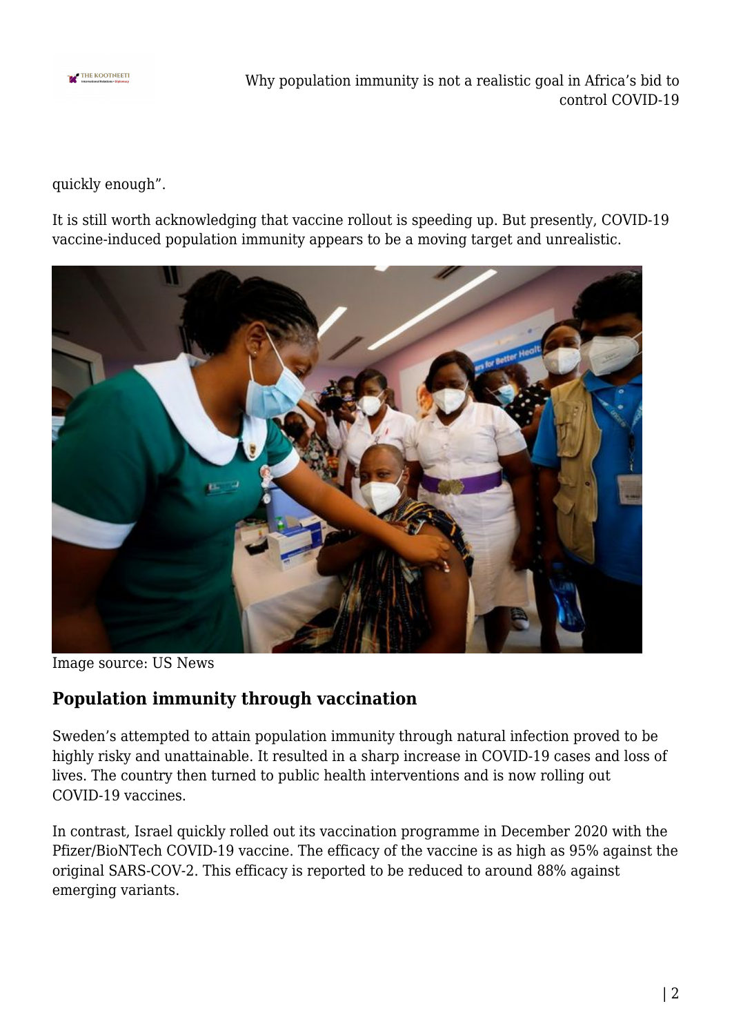quickly enough".

It is still worth acknowledging that vaccine rollout is speeding up. But presently, COVID-19 vaccine-induced population immunity appears to be a moving target and unrealistic.

Image source: US News

## Population immunity through vaccination

Sweden's attempted to attain population immunity through natural infection proved to be highly risky and unattainable. It resulted in a sharp increase in COVID-19 cases and loss of lives. The country then turned to public health interventions and is now rolling out COVID-19 vaccines.

In contrast, Israel quickly rolled out its vaccination programme in December 2020 with the Pfizer/BioNTech COVID-19 vaccine. The efficacy of the vaccine is as high as 95% against the original SARS-COV-2. This efficacy is reported to be reduced to around 88% against emerging variants.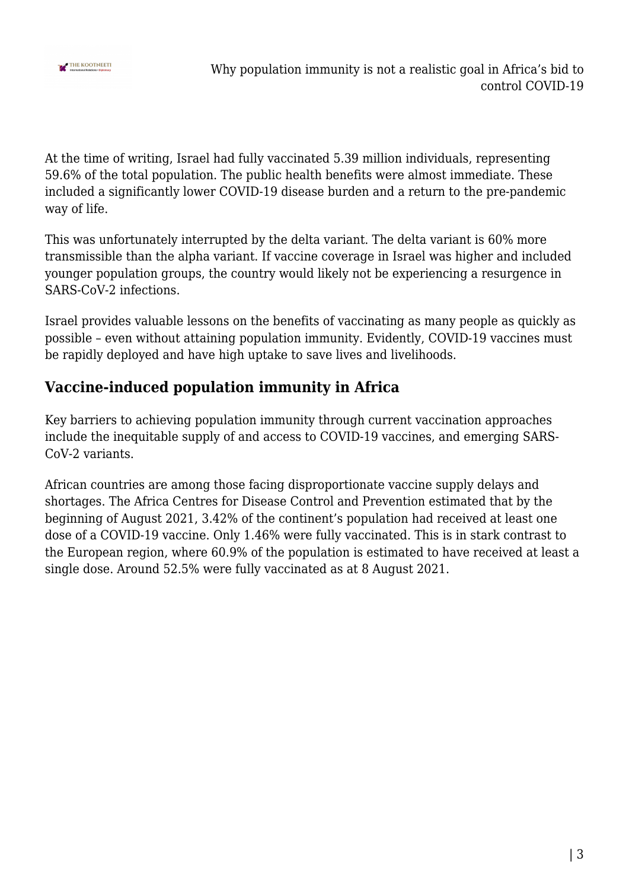At the time of writing, Israel had fully vaccinated 5.39 million individuals, representing 59.6% of the total population. The public health benefits were almost immediate. These included a significantly lower COVID-19 disease burden and a return to the pre-pandemic way of life.

This was unfortunately interrupted by the delta variant. The delta variant is 60% more transmissible than the alpha variant. If vaccine coverage in Israel was higher and included younger population groups, the country would likely not be experiencing a resurgence in SARS-CoV-2 infections.

Israel provides valuable lessons on the benefits of vaccinating as many people as quickly as possible – even without attaining population immunity. Evidently, COVID-19 vaccines must be rapidly deployed and have high uptake to save lives and livelihoods.

## Vaccine-induced population immunity in Africa

Key barriers to achieving population immunity through current vaccination approaches include the inequitable supply of and access to COVID-19 vaccines, and emerging SARS-CoV-2 variants.

African countries are among those facing disproportionate vaccine supply delays and shortages. The Africa Centres for Disease Control and Prevention estimated that by the beginning of August 2021, 3.42% of the continent's population had received at least one dose of a COVID-19 vaccine. Only 1.46% were fully vaccinated. This is in stark contrast to the European region, where 60.9% of the population is estimated to have received at least a single dose. Around 52.5% were fully vaccinated as at 8 August 2021.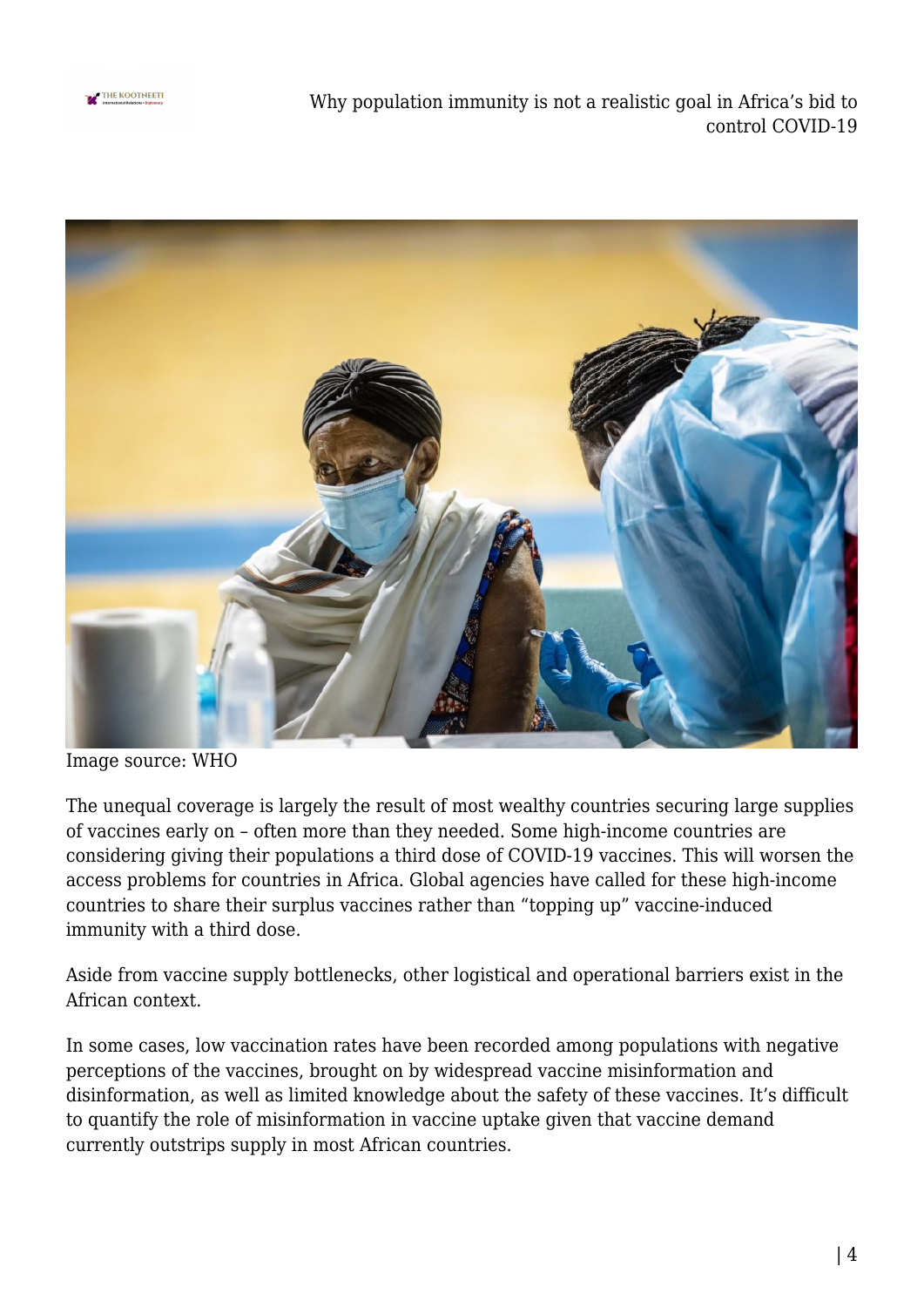Image source: WHO

The unequal coverage is largely the result of most wealthy countries securing large supplies of vaccines early on – often more than they needed. Some high-income countries are considering giving their populations a third dose of COVID-19 vaccines. This will worsen the access problems for countries in Africa. Global agencies have called for these high-income countries to share their surplus vaccines rather than "topping up" vaccine-induced immunity with a third dose.

Aside from vaccine supply bottlenecks, other logistical and operational barriers exist in the African context.

In some cases, low vaccination rates have been recorded among populations with negative perceptions of the vaccines, brought on by widespread vaccine misinformation and disinformation, as well as limited knowledge about the safety of these vaccines. It's difficult to quantify the role of misinformation in vaccine uptake given that vaccine demand currently outstrips supply in most African countries.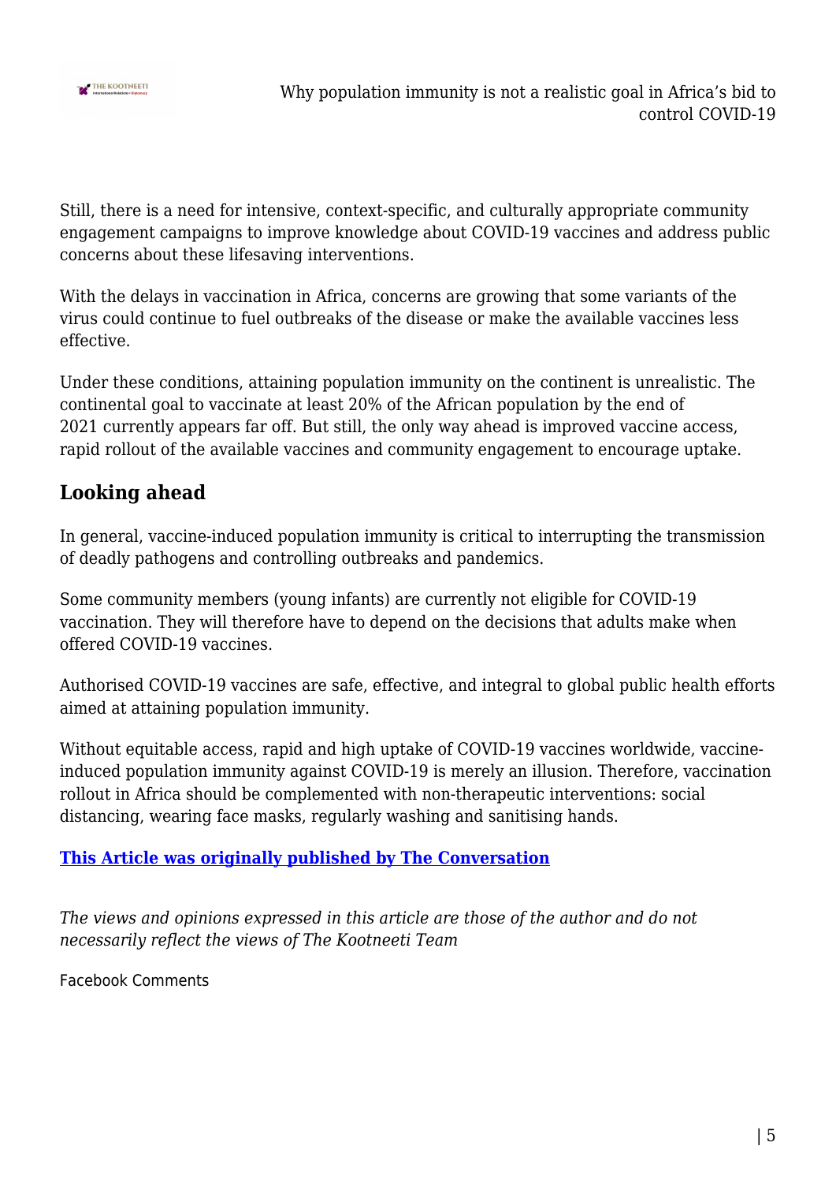Still, there is a need for intensive, context-specific, and culturally appropriate community engagement campaigns to improve knowledge about COVID-19 vaccines and address public concerns about these lifesaving interventions.

With the delays in vaccination in Africa, concerns are growing that some variants of the virus could continue to fuel outbreaks of the disease or make the available vaccines less effective.

Under these conditions, attaining population immunity on the continent is unrealistic. The continental goal to vaccinate at least 20% of the African population by the end of 2021 currently appears far off. But still, the only way ahead is improved vaccine access, rapid rollout of the available vaccines and community engagement to encourage uptake.

## Looking ahead

In general, vaccine-induced population immunity is critical to interrupting the transmission of deadly pathogens and controlling outbreaks and pandemics.

Some community members (young infants) are currently not eligible for COVID-19 vaccination. They will therefore have to depend on the decisions that adults make when offered COVID-19 vaccines.

Authorised COVID-19 vaccines are safe, effective, and integral to global public health efforts aimed at attaining population immunity.

Without equitable access, rapid and high uptake of COVID-19 vaccines worldwide, vaccine-induced population immunity against COVID-19 is merely an illusion. Therefore, vaccination rollout in Africa should be complemented with non-therapeutic interventions: social distancing, wearing face masks, regularly washing and sanitising hands.

**This Article was originally published by The Conversation**

*The views and opinions expressed in this article are those of the author and do not necessarily reflect the views of The Kootneeti Team*

Facebook Comments